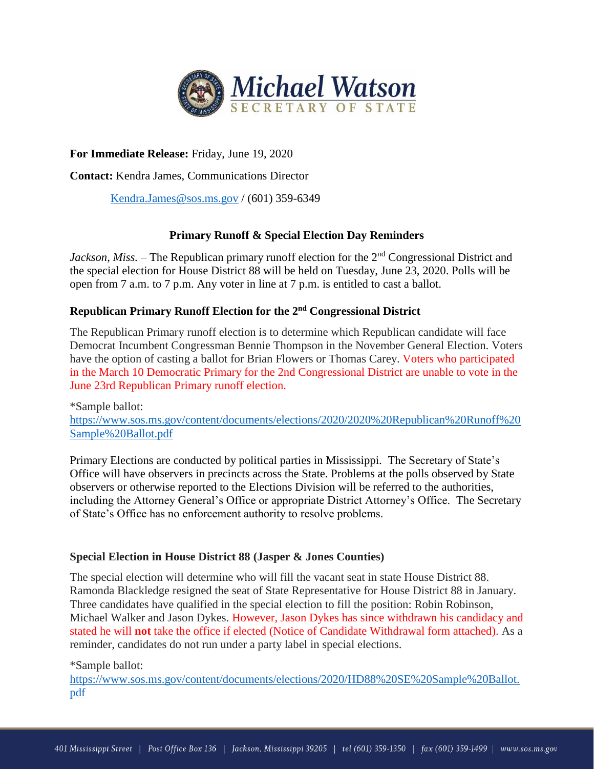**Michael Watson**
SECRETARY OF STATE

**For Immediate Release:** Friday, June 19, 2020

**Contact:** Kendra James, Communications Director

Kendra.James@sos.ms.gov / (601) 359-6349

## Primary Runoff & Special Election Day Reminders

*Jackson, Miss.* – The Republican primary runoff election for the 2nd Congressional District and the special election for House District 88 will be held on Tuesday, June 23, 2020. Polls will be open from 7 a.m. to 7 p.m. Any voter in line at 7 p.m. is entitled to cast a ballot.

### Republican Primary Runoff Election for the 2nd Congressional District

The Republican Primary runoff election is to determine which Republican candidate will face Democrat Incumbent Congressman Bennie Thompson in the November General Election. Voters have the option of casting a ballot for Brian Flowers or Thomas Carey. Voters who participated in the March 10 Democratic Primary for the 2nd Congressional District are unable to vote in the June 23rd Republican Primary runoff election.

*Sample ballot:
https://www.sos.ms.gov/content/documents/elections/2020/2020%20Republican%20Runoff%20Sample%20Ballot.pdf

Primary Elections are conducted by political parties in Mississippi. The Secretary of State's Office will have observers in precincts across the State. Problems at the polls observed by State observers or otherwise reported to the Elections Division will be referred to the authorities, including the Attorney General's Office or appropriate District Attorney's Office. The Secretary of State's Office has no enforcement authority to resolve problems.

### Special Election in House District 88 (Jasper & Jones Counties)

The special election will determine who will fill the vacant seat in state House District 88. Ramonda Blackledge resigned the seat of State Representative for House District 88 in January. Three candidates have qualified in the special election to fill the position: Robin Robinson, Michael Walker and Jason Dykes. However, Jason Dykes has since withdrawn his candidacy and stated he will **not** take the office if elected (Notice of Candidate Withdrawal form attached). As a reminder, candidates do not run under a party label in special elections.

*Sample ballot:
https://www.sos.ms.gov/content/documents/elections/2020/HD88%20SE%20Sample%20Ballot.pdf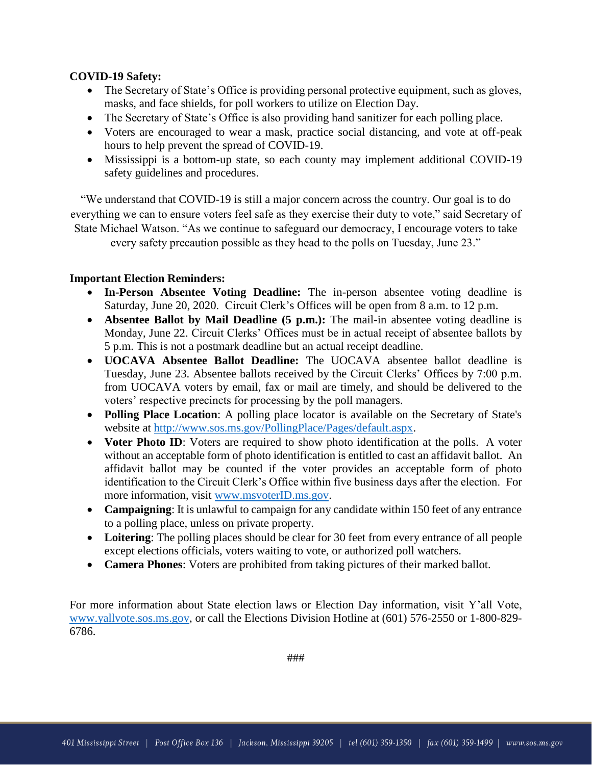**COVID-19 Safety:**

- The Secretary of State's Office is providing personal protective equipment, such as gloves, masks, and face shields, for poll workers to utilize on Election Day.
- The Secretary of State's Office is also providing hand sanitizer for each polling place.
- Voters are encouraged to wear a mask, practice social distancing, and vote at off-peak hours to help prevent the spread of COVID-19.
- Mississippi is a bottom-up state, so each county may implement additional COVID-19 safety guidelines and procedures.

"We understand that COVID-19 is still a major concern across the country. Our goal is to do everything we can to ensure voters feel safe as they exercise their duty to vote," said Secretary of State Michael Watson. "As we continue to safeguard our democracy, I encourage voters to take every safety precaution possible as they head to the polls on Tuesday, June 23."

**Important Election Reminders:**

- **In-Person Absentee Voting Deadline:** The in-person absentee voting deadline is Saturday, June 20, 2020. Circuit Clerk's Offices will be open from 8 a.m. to 12 p.m.
- **Absentee Ballot by Mail Deadline (5 p.m.):** The mail-in absentee voting deadline is Monday, June 22. Circuit Clerks' Offices must be in actual receipt of absentee ballots by 5 p.m. This is not a postmark deadline but an actual receipt deadline.
- **UOCAVA Absentee Ballot Deadline:** The UOCAVA absentee ballot deadline is Tuesday, June 23. Absentee ballots received by the Circuit Clerks' Offices by 7:00 p.m. from UOCAVA voters by email, fax or mail are timely, and should be delivered to the voters' respective precincts for processing by the poll managers.
- **Polling Place Location**: A polling place locator is available on the Secretary of State's website at http://www.sos.ms.gov/PollingPlace/Pages/default.aspx.
- **Voter Photo ID**: Voters are required to show photo identification at the polls. A voter without an acceptable form of photo identification is entitled to cast an affidavit ballot. An affidavit ballot may be counted if the voter provides an acceptable form of photo identification to the Circuit Clerk's Office within five business days after the election. For more information, visit www.msvoterID.ms.gov.
- **Campaigning**: It is unlawful to campaign for any candidate within 150 feet of any entrance to a polling place, unless on private property.
- **Loitering**: The polling places should be clear for 30 feet from every entrance of all people except elections officials, voters waiting to vote, or authorized poll watchers.
- **Camera Phones**: Voters are prohibited from taking pictures of their marked ballot.

For more information about State election laws or Election Day information, visit Y'all Vote, www.yallvote.sos.ms.gov, or call the Elections Division Hotline at (601) 576-2550 or 1-800-829-6786.

###

401 Mississippi Street | Post Office Box 136 | Jackson, Mississippi 39205 | tel (601) 359-1350 | fax (601) 359-1499 | www.sos.ms.gov